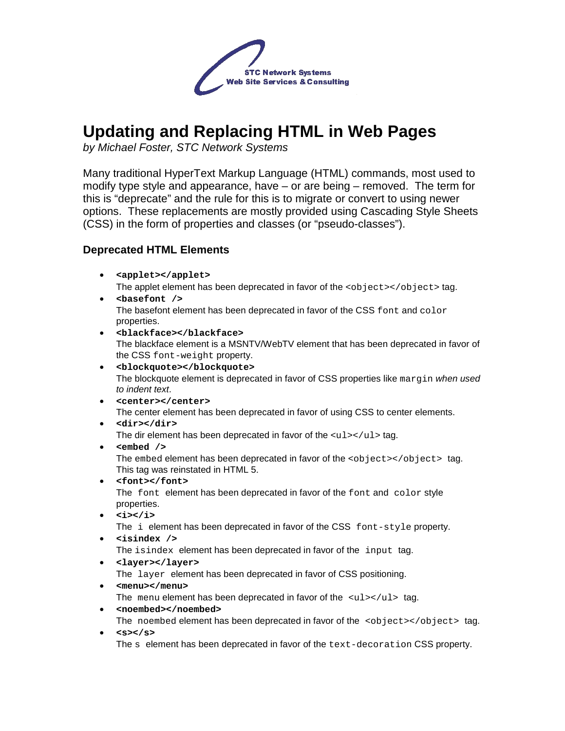STC Network Systems
Web Site Services & Consulting

# Updating and Replacing HTML in Web Pages

*by Michael Foster, STC Network Systems*

Many traditional HyperText Markup Language (HTML) commands, most used to modify type style and appearance, have – or are being – removed. The term for this is "deprecate" and the rule for this is to migrate or convert to using newer options. These replacements are mostly provided using Cascading Style Sheets (CSS) in the form of properties and classes (or "pseudo-classes").

### Deprecated HTML Elements

- **`<applet></applet>`**
  The applet element has been deprecated in favor of the `<object></object>` tag.
- **`<basefont />`**
  The basefont element has been deprecated in favor of the CSS `font` and `color` properties.
- **`<blackface></blackface>`**
  The blackface element is a MSNTV/WebTV element that has been deprecated in favor of the CSS `font-weight` property.
- **`<blockquote></blockquote>`**
  The blockquote element is deprecated in favor of CSS properties like `margin` *when used to indent text*.
- **`<center></center>`**
  The center element has been deprecated in favor of using CSS to center elements.
- **`<dir></dir>`**
  The dir element has been deprecated in favor of the `<ul></ul>` tag.
- **`<embed />`**
  The `embed` element has been deprecated in favor of the `<object></object>` tag. This tag was reinstated in HTML 5.
- **`<font></font>`**
  The `font` element has been deprecated in favor of the `font` and `color` style properties.
- **`<i></i>`**
  The `i` element has been deprecated in favor of the CSS `font-style` property.
- **`<isindex />`**
  The `isindex` element has been deprecated in favor of the `input` tag.
- **`<layer></layer>`**
  The `layer` element has been deprecated in favor of CSS positioning.
- **`<menu></menu>`**
  The `menu` element has been deprecated in favor of the `<ul></ul>` tag.
- **`<noembed></noembed>`**
  The `noembed` element has been deprecated in favor of the `<object></object>` tag.
- **`<s></s>`**
  The `s` element has been deprecated in favor of the `text-decoration` CSS property.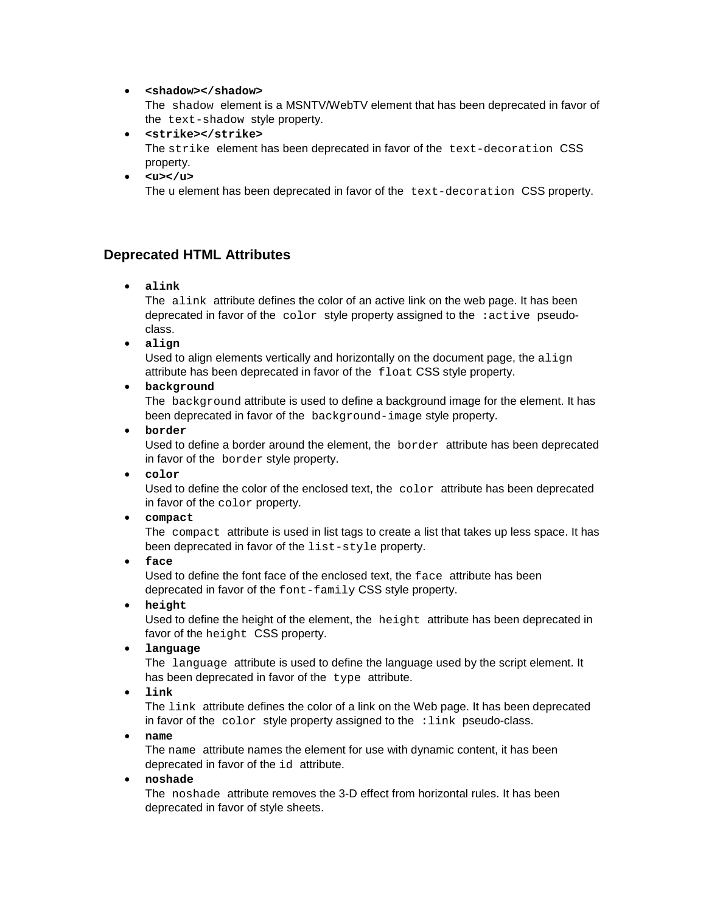- **`<shadow></shadow>`**
  The `shadow` element is a MSNTV/WebTV element that has been deprecated in favor of the `text-shadow` style property.
- **`<strike></strike>`**
  The `strike` element has been deprecated in favor of the `text-decoration CSS` property.
- **`<u></u>`**
  The u element has been deprecated in favor of the `text-decoration` CSS property.

## Deprecated HTML Attributes

- **`alink`**
  The `alink` attribute defines the color of an active link on the web page. It has been deprecated in favor of the `color` style property assigned to the `:active` pseudo-class.
- **`align`**
  Used to align elements vertically and horizontally on the document page, the `align` attribute has been deprecated in favor of the `float` CSS style property.
- **`background`**
  The `background` attribute is used to define a background image for the element. It has been deprecated in favor of the `background-image` style property.
- **`border`**
  Used to define a border around the element, the `border` attribute has been deprecated in favor of the `border` style property.
- **`color`**
  Used to define the color of the enclosed text, the `color` attribute has been deprecated in favor of the `color` property.
- **`compact`**
  The `compact` attribute is used in list tags to create a list that takes up less space. It has been deprecated in favor of the `list-style` property.
- **`face`**
  Used to define the font face of the enclosed text, the `face` attribute has been deprecated in favor of the `font-family` CSS style property.
- **`height`**
  Used to define the height of the element, the `height` attribute has been deprecated in favor of the `height CSS` property.
- **`language`**
  The `language` attribute is used to define the language used by the script element. It has been deprecated in favor of the `type` attribute.
- **`link`**
  The `link` attribute defines the color of a link on the Web page. It has been deprecated in favor of the `color` style property assigned to the `:link` pseudo-class.
- **`name`**
  The `name` attribute names the element for use with dynamic content, it has been deprecated in favor of the `id` attribute.
- **`noshade`**
  The `noshade` attribute removes the 3-D effect from horizontal rules. It has been deprecated in favor of style sheets.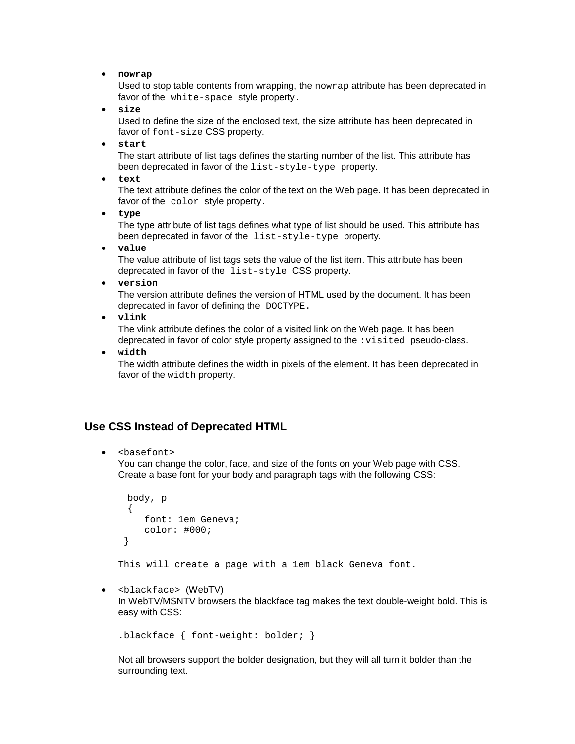- **`nowrap`**
  Used to stop table contents from wrapping, the `nowrap` attribute has been deprecated in favor of the `white-space` style property.
- **`size`**
  Used to define the size of the enclosed text, the size attribute has been deprecated in favor of `font-size` CSS property.
- **`start`**
  The start attribute of list tags defines the starting number of the list. This attribute has been deprecated in favor of the `list-style-type` property.
- **`text`**
  The text attribute defines the color of the text on the Web page. It has been deprecated in favor of the `color` style property.
- **`type`**
  The type attribute of list tags defines what type of list should be used. This attribute has been deprecated in favor of the `list-style-type` property.
- **`value`**
  The value attribute of list tags sets the value of the list item. This attribute has been deprecated in favor of the `list-style` CSS property.
- **`version`**
  The version attribute defines the version of HTML used by the document. It has been deprecated in favor of defining the `DOCTYPE`.
- **`vlink`**
  The vlink attribute defines the color of a visited link on the Web page. It has been deprecated in favor of color style property assigned to the `:visited` pseudo-class.
- **`width`**
  The width attribute defines the width in pixels of the element. It has been deprecated in favor of the `width` property.

### Use CSS Instead of Deprecated HTML

- `<basefont>`
  You can change the color, face, and size of the fonts on your Web page with CSS. Create a base font for your body and paragraph tags with the following CSS:

  ```
  body, p
  {
     font: 1em Geneva;
     color: #000;
  }
  ```

  `This will create a page with a 1em black Geneva font.`

- `<blackface>` (WebTV)
  In WebTV/MSNTV browsers the blackface tag makes the text double-weight bold. This is easy with CSS:

  ```
  .blackface { font-weight: bolder; }
  ```

  Not all browsers support the bolder designation, but they will all turn it bolder than the surrounding text.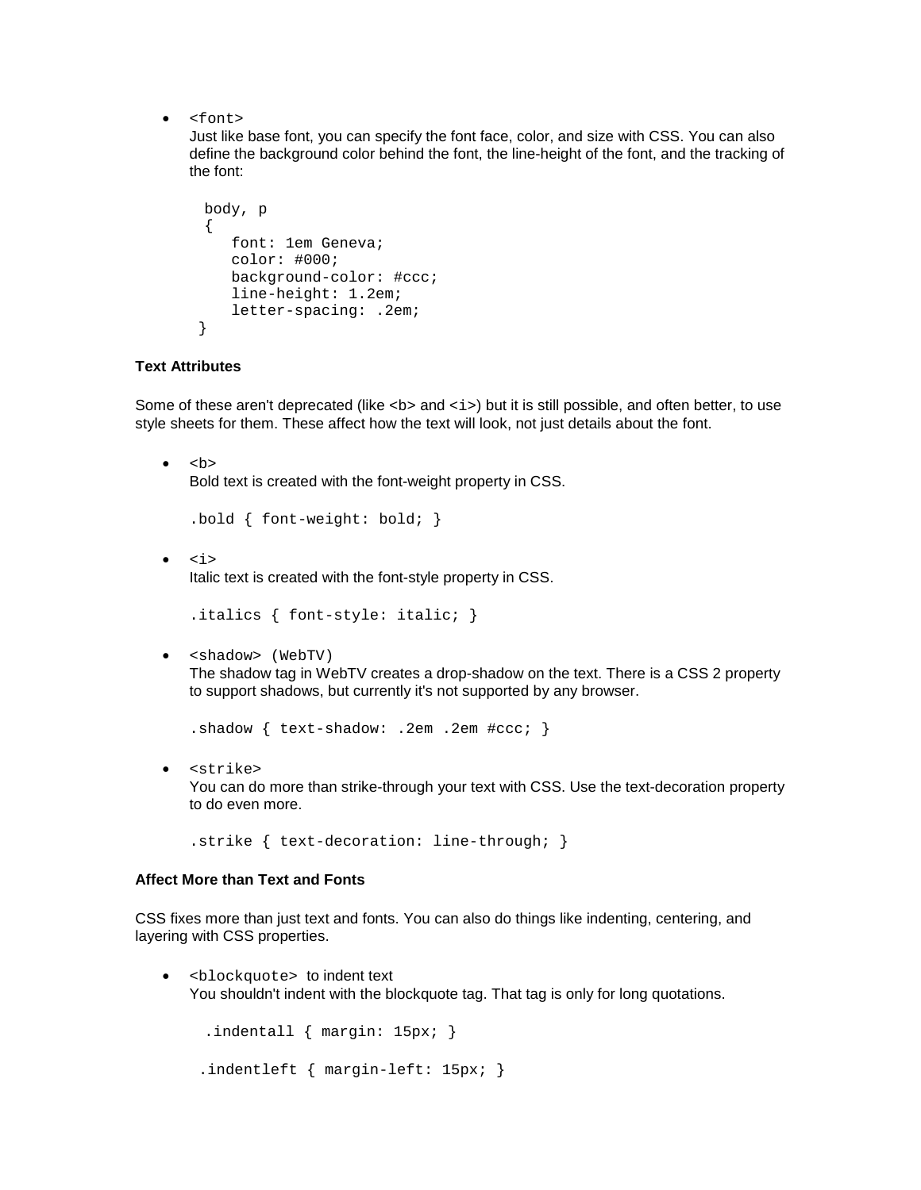- `<font>`
  Just like base font, you can specify the font face, color, and size with CSS. You can also define the background color behind the font, the line-height of the font, and the tracking of the font:

  ```
  body, p
  {
     font: 1em Geneva;
     color: #000;
     background-color: #ccc;
     line-height: 1.2em;
     letter-spacing: .2em;
  }
  ```

**Text Attributes**

Some of these aren't deprecated (like `<b>` and `<i>`) but it is still possible, and often better, to use style sheets for them. These affect how the text will look, not just details about the font.

- `<b>`
  Bold text is created with the font-weight property in CSS.

  ```
  .bold { font-weight: bold; }
  ```

- `<i>`
  Italic text is created with the font-style property in CSS.

  ```
  .italics { font-style: italic; }
  ```

- `<shadow> (WebTV)`
  The shadow tag in WebTV creates a drop-shadow on the text. There is a CSS 2 property to support shadows, but currently it's not supported by any browser.

  ```
  .shadow { text-shadow: .2em .2em #ccc; }
  ```

- `<strike>`
  You can do more than strike-through your text with CSS. Use the text-decoration property to do even more.

  ```
  .strike { text-decoration: line-through; }
  ```

**Affect More than Text and Fonts**

CSS fixes more than just text and fonts. You can also do things like indenting, centering, and layering with CSS properties.

- `<blockquote>` to indent text
  You shouldn't indent with the blockquote tag. That tag is only for long quotations.

  ```
  .indentall { margin: 15px; }

  .indentleft { margin-left: 15px; }
  ```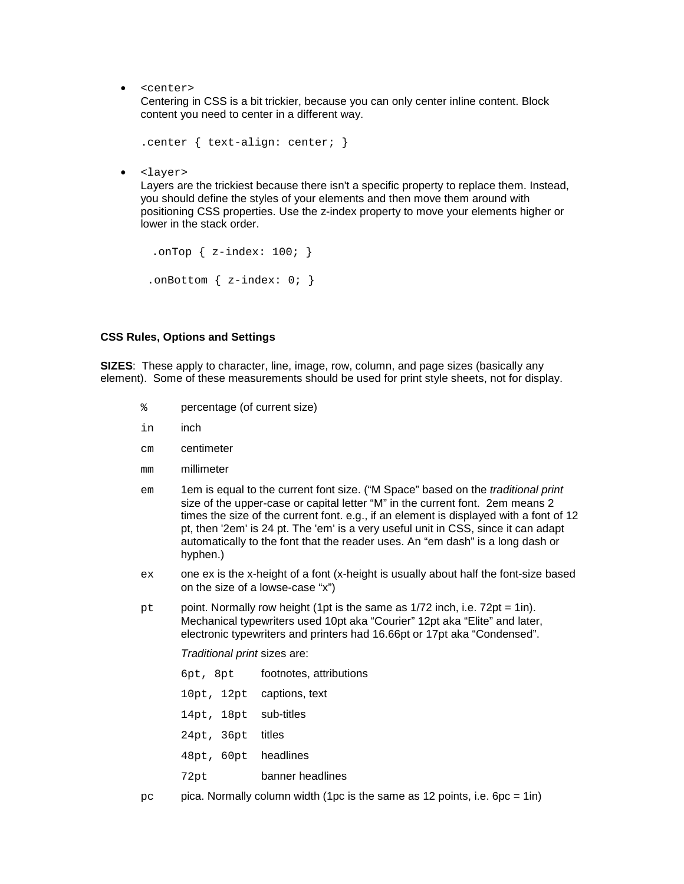- `<center>`
  Centering in CSS is a bit trickier, because you can only center inline content. Block content you need to center in a different way.

  ```
  .center { text-align: center; }
  ```

- `<layer>`
  Layers are the trickiest because there isn't a specific property to replace them. Instead, you should define the styles of your elements and then move them around with positioning CSS properties. Use the z-index property to move your elements higher or lower in the stack order.

  ```
  .onTop { z-index: 100; }
  
  .onBottom { z-index: 0; }
  ```

**CSS Rules, Options and Settings**

**SIZES**: These apply to character, line, image, row, column, and page sizes (basically any element). Some of these measurements should be used for print style sheets, not for display.

| | |
|---|---|
| `%` | percentage (of current size) |
| `in` | inch |
| `cm` | centimeter |
| `mm` | millimeter |
| `em` | 1em is equal to the current font size. ("M Space" based on the *traditional print* size of the upper-case or capital letter "M" in the current font. 2em means 2 times the size of the current font. e.g., if an element is displayed with a font of 12 pt, then '2em' is 24 pt. The 'em' is a very useful unit in CSS, since it can adapt automatically to the font that the reader uses. An "em dash" is a long dash or hyphen.) |
| `ex` | one ex is the x-height of a font (x-height is usually about half the font-size based on the size of a lowse-case "x") |
| `pt` | point. Normally row height (1pt is the same as 1/72 inch, i.e. 72pt = 1in). Mechanical typewriters used 10pt aka "Courier" 12pt aka "Elite" and later, electronic typewriters and printers had 16.66pt or 17pt aka "Condensed". |

*Traditional print* sizes are:

| | |
|---|---|
| `6pt, 8pt` | footnotes, attributions |
| `10pt, 12pt` | captions, text |
| `14pt, 18pt` | sub-titles |
| `24pt, 36pt` | titles |
| `48pt, 60pt` | headlines |
| `72pt` | banner headlines |

| | |
|---|---|
| `pc` | pica. Normally column width (1pc is the same as 12 points, i.e. 6pc = 1in) |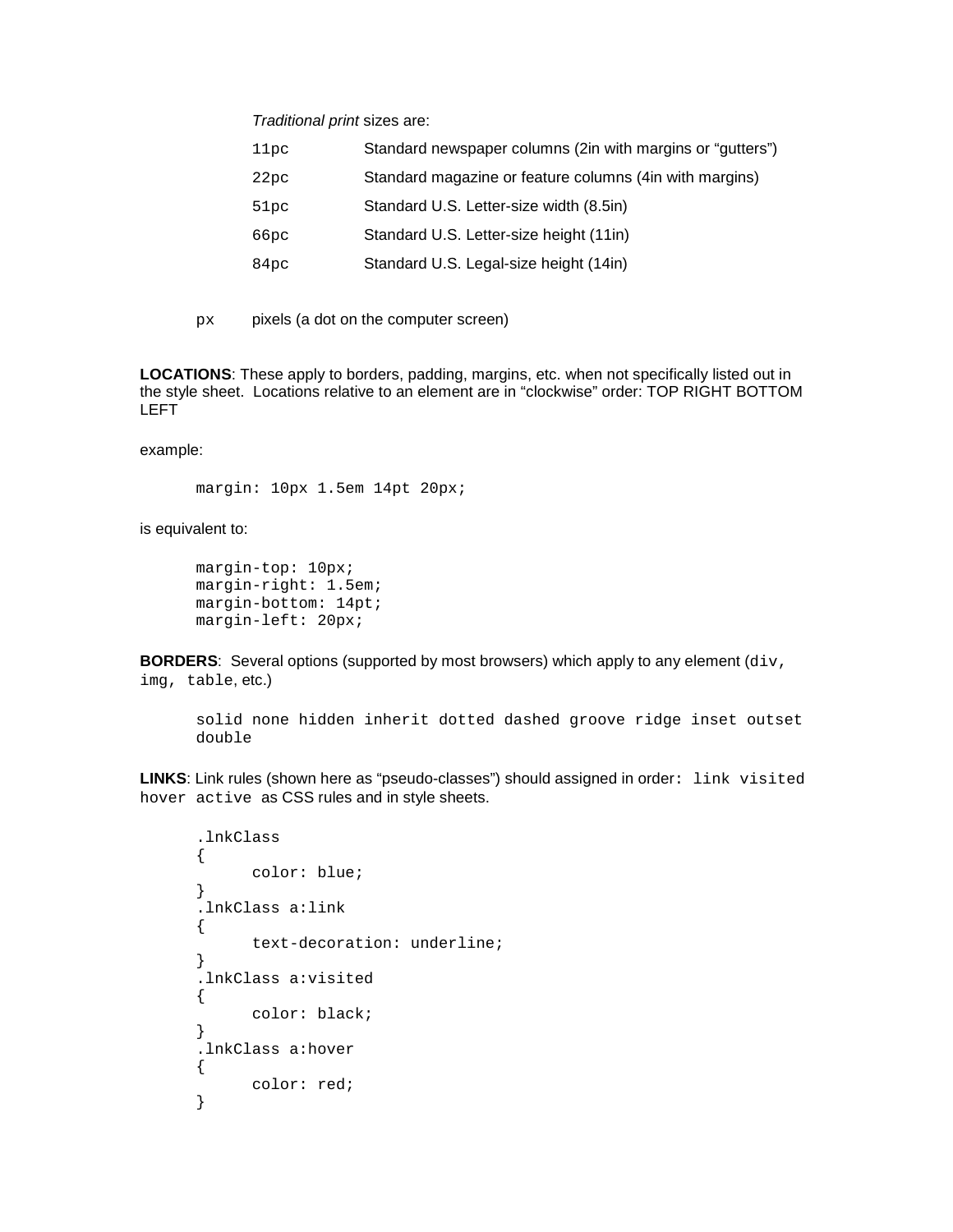*Traditional print* sizes are:

| | |
|---|---|
| `11pc` | Standard newspaper columns (2in with margins or “gutters”) |
| `22pc` | Standard magazine or feature columns (4in with margins) |
| `51pc` | Standard U.S. Letter-size width (8.5in) |
| `66pc` | Standard U.S. Letter-size height (11in) |
| `84pc` | Standard U.S. Legal-size height (14in) |

`px` pixels (a dot on the computer screen)

**LOCATIONS**: These apply to borders, padding, margins, etc. when not specifically listed out in the style sheet. Locations relative to an element are in “clockwise” order: TOP RIGHT BOTTOM LEFT

example:

```
margin: 10px 1.5em 14pt 20px;
```

is equivalent to:

```
margin-top: 10px;
margin-right: 1.5em;
margin-bottom: 14pt;
margin-left: 20px;
```

**BORDERS**: Several options (supported by most browsers) which apply to any element (`div, img, table`, etc.)

```
solid none hidden inherit dotted dashed groove ridge inset outset
double
```

**LINKS**: Link rules (shown here as “pseudo-classes”) should assigned in order: `link visited hover active` as CSS rules and in style sheets.

```
.lnkClass
{
     color: blue;
}
.lnkClass a:link
{
     text-decoration: underline;
}
.lnkClass a:visited
{
     color: black;
}
.lnkClass a:hover
{
     color: red;
}
```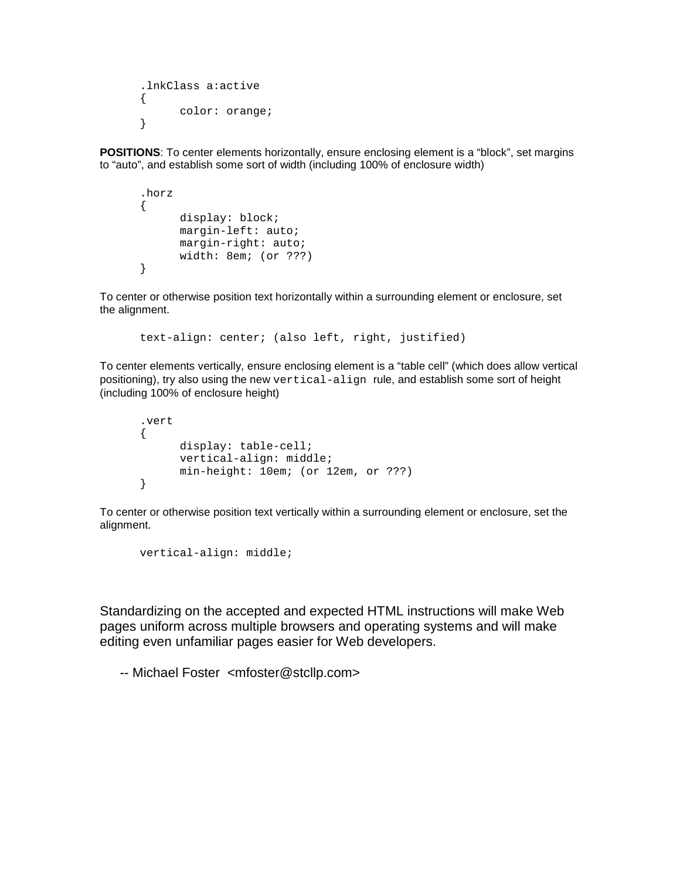```
.lnkClass a:active
{
      color: orange;
}
```

**POSITIONS**: To center elements horizontally, ensure enclosing element is a “block”, set margins to “auto”, and establish some sort of width (including 100% of enclosure width)

```
.horz
{
      display: block;
      margin-left: auto;
      margin-right: auto;
      width: 8em; (or ???)
}
```

To center or otherwise position text horizontally within a surrounding element or enclosure, set the alignment.

```
text-align: center; (also left, right, justified)
```

To center elements vertically, ensure enclosing element is a “table cell” (which does allow vertical positioning), try also using the new `vertical-align` rule, and establish some sort of height (including 100% of enclosure height)

```
.vert
{
      display: table-cell;
      vertical-align: middle;
      min-height: 10em; (or 12em, or ???)
}
```

To center or otherwise position text vertically within a surrounding element or enclosure, set the alignment.

```
vertical-align: middle;
```

Standardizing on the accepted and expected HTML instructions will make Web pages uniform across multiple browsers and operating systems and will make editing even unfamiliar pages easier for Web developers.

-- Michael Foster <mfoster@stcllp.com>